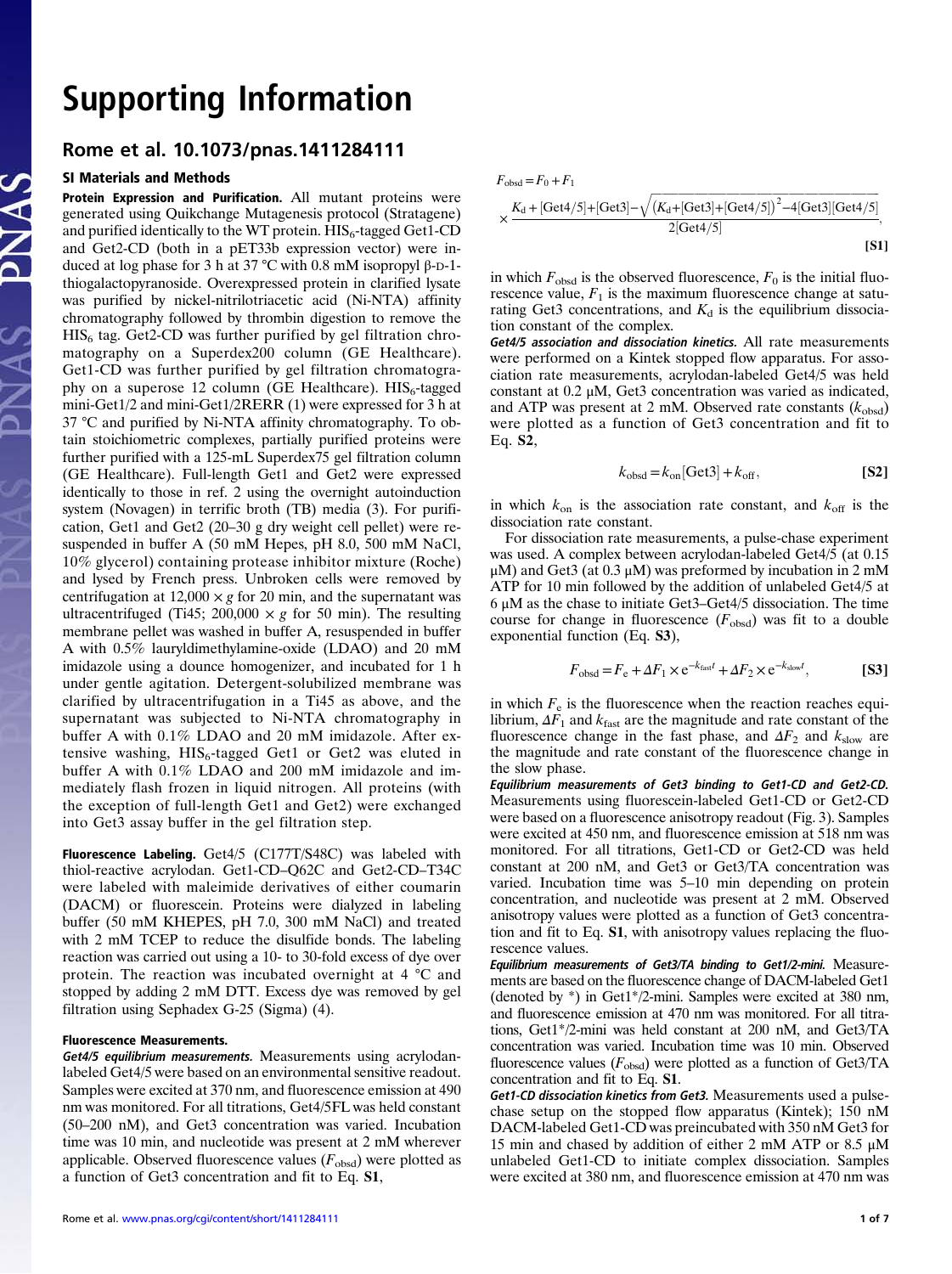# Supporting Information

## Rome et al. 10.1073/pnas.1411284111

### SI Materials and Methods

**Protein Expression and Purification.** All mutant proteins were generated using Quikchange Mutagenesis protocol (Stratagene) and purified identically to the WT protein. $HIS_6$-tagged Get1-CD and Get2-CD (both in a pET33b expression vector) were induced at log phase for 3 h at 37 °C with 0.8 mM isopropyl β-D-1-thiogalactopyranoside. Overexpressed protein in clarified lysate was purified by nickel-nitrilotriacetic acid (Ni-NTA) affinity chromatography followed by thrombin digestion to remove the $HIS_6$ tag. Get2-CD was further purified by gel filtration chromatography on a Superdex200 column (GE Healthcare). Get1-CD was further purified by gel filtration chromatography on a superose 12 column (GE Healthcare). $HIS_6$-tagged mini-Get1/2 and mini-Get1/2RERR (1) were expressed for 3 h at 37 °C and purified by Ni-NTA affinity chromatography. To obtain stoichiometric complexes, partially purified proteins were further purified with a 125-mL Superdex75 gel filtration column (GE Healthcare). Full-length Get1 and Get2 were expressed identically to those in ref. 2 using the overnight autoinduction system (Novagen) in terrific broth (TB) media (3). For purification, Get1 and Get2 (20–30 g dry weight cell pellet) were resuspended in buffer A (50 mM Hepes, pH 8.0, 500 mM NaCl, 10% glycerol) containing protease inhibitor mixture (Roche) and lysed by French press. Unbroken cells were removed by centrifugation at 12,000 × *g* for 20 min, and the supernatant was ultracentrifuged (Ti45; 200,000 × *g* for 50 min). The resulting membrane pellet was washed in buffer A, resuspended in buffer A with 0.5% lauryldimethylamine-oxide (LDAO) and 20 mM imidazole using a dounce homogenizer, and incubated for 1 h under gentle agitation. Detergent-solubilized membrane was clarified by ultracentrifugation in a Ti45 as above, and the supernatant was subjected to Ni-NTA chromatography in buffer A with 0.1% LDAO and 20 mM imidazole. After extensive washing, $HIS_6$-tagged Get1 or Get2 was eluted in buffer A with 0.1% LDAO and 200 mM imidazole and immediately flash frozen in liquid nitrogen. All proteins (with the exception of full-length Get1 and Get2) were exchanged into Get3 assay buffer in the gel filtration step.

**Fluorescence Labeling.** Get4/5 (C177T/S48C) was labeled with thiol-reactive acrylodan. Get1-CD–Q62C and Get2-CD–T34C were labeled with maleimide derivatives of either coumarin (DACM) or fluorescein. Proteins were dialyzed in labeling buffer (50 mM KHEPES, pH 7.0, 300 mM NaCl) and treated with 2 mM TCEP to reduce the disulfide bonds. The labeling reaction was carried out using a 10- to 30-fold excess of dye over protein. The reaction was incubated overnight at 4 °C and stopped by adding 2 mM DTT. Excess dye was removed by gel filtration using Sephadex G-25 (Sigma) (4).

**Fluorescence Measurements.**

***Get4/5 equilibrium measurements.*** Measurements using acrylodan-labeled Get4/5 were based on an environmental sensitive readout. Samples were excited at 370 nm, and fluorescence emission at 490 nm was monitored. For all titrations, Get4/5FL was held constant (50–200 nM), and Get3 concentration was varied. Incubation time was 10 min, and nucleotide was present at 2 mM wherever applicable. Observed fluorescence values ($F_{obsd}$) were plotted as a function of Get3 concentration and fit to Eq. **S1**,

$$F_{obsd} = F_0 + F_1 \times \frac{K_d + [\text{Get4/5}] + [\text{Get3}] - \sqrt{(K_d + [\text{Get3}] + [\text{Get4/5}])^2 - 4[\text{Get3}][\text{Get4/5}]}}{2[\text{Get4/5}]}, \quad \textbf{[S1]}$$

in which $F_{obsd}$ is the observed fluorescence, $F_0$ is the initial fluorescence value, $F_1$ is the maximum fluorescence change at saturating Get3 concentrations, and $K_d$ is the equilibrium dissociation constant of the complex.

***Get4/5 association and dissociation kinetics.*** All rate measurements were performed on a Kintek stopped flow apparatus. For association rate measurements, acrylodan-labeled Get4/5 was held constant at 0.2 μM, Get3 concentration was varied as indicated, and ATP was present at 2 mM. Observed rate constants ($k_{obsd}$) were plotted as a function of Get3 concentration and fit to Eq. **S2**,

$$k_{obsd} = k_{on}[\text{Get3}] + k_{off}, \quad \textbf{[S2]}$$

in which $k_{on}$ is the association rate constant, and $k_{off}$ is the dissociation rate constant.

For dissociation rate measurements, a pulse-chase experiment was used. A complex between acrylodan-labeled Get4/5 (at 0.15 μM) and Get3 (at 0.3 μM) was preformed by incubation in 2 mM ATP for 10 min followed by the addition of unlabeled Get4/5 at 6 μM as the chase to initiate Get3–Get4/5 dissociation. The time course for change in fluorescence ($F_{obsd}$) was fit to a double exponential function (Eq. **S3**),

$$F_{obsd} = F_e + \Delta F_1 \times e^{-k_{fast}t} + \Delta F_2 \times e^{-k_{slow}t}, \quad \textbf{[S3]}$$

in which $F_e$ is the fluorescence when the reaction reaches equilibrium, $\Delta F_1$ and $k_{fast}$ are the magnitude and rate constant of the fluorescence change in the fast phase, and $\Delta F_2$ and $k_{slow}$ are the magnitude and rate constant of the fluorescence change in the slow phase.

***Equilibrium measurements of Get3 binding to Get1-CD and Get2-CD.*** Measurements using fluorescein-labeled Get1-CD or Get2-CD were based on a fluorescence anisotropy readout (Fig. 3). Samples were excited at 450 nm, and fluorescence emission at 518 nm was monitored. For all titrations, Get1-CD or Get2-CD was held constant at 200 nM, and Get3 or Get3/TA concentration was varied. Incubation time was 5–10 min depending on protein concentration, and nucleotide was present at 2 mM. Observed anisotropy values were plotted as a function of Get3 concentration and fit to Eq. **S1**, with anisotropy values replacing the fluorescence values.

***Equilibrium measurements of Get3/TA binding to Get1/2-mini.*** Measurements are based on the fluorescence change of DACM-labeled Get1 (denoted by *) in Get1*/2-mini. Samples were excited at 380 nm, and fluorescence emission at 470 nm was monitored. For all titrations, Get1*/2-mini was held constant at 200 nM, and Get3/TA concentration was varied. Incubation time was 10 min. Observed fluorescence values ($F_{obsd}$) were plotted as a function of Get3/TA concentration and fit to Eq. **S1**.

***Get1-CD dissociation kinetics from Get3.*** Measurements used a pulse-chase setup on the stopped flow apparatus (Kintek); 150 nM DACM-labeled Get1-CD was preincubated with 350 nM Get3 for 15 min and chased by addition of either 2 mM ATP or 8.5 μM unlabeled Get1-CD to initiate complex dissociation. Samples were excited at 380 nm, and fluorescence emission at 470 nm was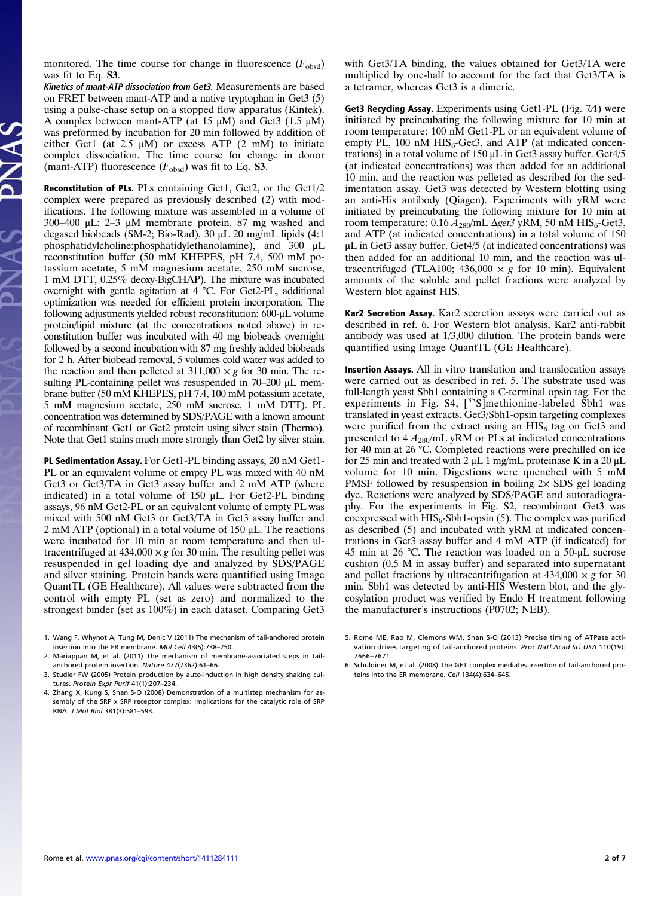monitored. The time course for change in fluorescence ($F_{obsd}$) was fit to Eq. **S3**.

***Kinetics of mant-ATP dissociation from Get3.*** Measurements are based on FRET between mant-ATP and a native tryptophan in Get3 (5) using a pulse-chase setup on a stopped flow apparatus (Kintek). A complex between mant-ATP (at 15 μM) and Get3 (1.5 μM) was preformed by incubation for 20 min followed by addition of either Get1 (at 2.5 μM) or excess ATP (2 mM) to initiate complex dissociation. The time course for change in donor (mant-ATP) fluorescence ($F_{obsd}$) was fit to Eq. **S3**.

**Reconstitution of PLs.** PLs containing Get1, Get2, or the Get1/2 complex were prepared as previously described (2) with modifications. The following mixture was assembled in a volume of 300–400 μL: 2–3 μM membrane protein, 87 mg washed and degased biobeads (SM-2; Bio-Rad), 30 μL 20 mg/mL lipids (4:1 phosphatidylcholine:phosphatidylethanolamine), and 300 μL reconstitution buffer (50 mM KHEPES, pH 7.4, 500 mM potassium acetate, 5 mM magnesium acetate, 250 mM sucrose, 1 mM DTT, 0.25% deoxy-BigCHAP). The mixture was incubated overnight with gentle agitation at 4 °C. For Get2-PL, additional optimization was needed for efficient protein incorporation. The following adjustments yielded robust reconstitution: 600-μL volume protein/lipid mixture (at the concentrations noted above) in reconstitution buffer was incubated with 40 mg biobeads overnight followed by a second incubation with 87 mg freshly added biobeads for 2 h. After biobead removal, 5 volumes cold water was added to the reaction and then pelleted at 311,000 × *g* for 30 min. The resulting PL-containing pellet was resuspended in 70–200 μL membrane buffer (50 mM KHEPES, pH 7.4, 100 mM potassium acetate, 5 mM magnesium acetate, 250 mM sucrose, 1 mM DTT). PL concentration was determined by SDS/PAGE with a known amount of recombinant Get1 or Get2 protein using silver stain (Thermo). Note that Get1 stains much more strongly than Get2 by silver stain.

**PL Sedimentation Assay.** For Get1-PL binding assays, 20 nM Get1-PL or an equivalent volume of empty PL was mixed with 40 nM Get3 or Get3/TA in Get3 assay buffer and 2 mM ATP (where indicated) in a total volume of 150 μL. For Get2-PL binding assays, 96 nM Get2-PL or an equivalent volume of empty PL was mixed with 500 nM Get3 or Get3/TA in Get3 assay buffer and 2 mM ATP (optional) in a total volume of 150 μL. The reactions were incubated for 10 min at room temperature and then ultracentrifuged at 434,000 × *g* for 30 min. The resulting pellet was resuspended in gel loading dye and analyzed by SDS/PAGE and silver staining. Protein bands were quantified using Image QuantTL (GE Healthcare). All values were subtracted from the control with empty PL (set as zero) and normalized to the strongest binder (set as 100%) in each dataset. Comparing Get3 with Get3/TA binding, the values obtained for Get3/TA were multiplied by one-half to account for the fact that Get3/TA is a tetramer, whereas Get3 is a dimeric.

**Get3 Recycling Assay.** Experiments using Get1-PL (Fig. 7*A*) were initiated by preincubating the following mixture for 10 min at room temperature: 100 nM Get1-PL or an equivalent volume of empty PL, 100 nM $HIS_6$-Get3, and ATP (at indicated concentrations) in a total volume of 150 μL in Get3 assay buffer. Get4/5 (at indicated concentrations) was then added for an additional 10 min, and the reaction was pelleted as described for the sedimentation assay. Get3 was detected by Western blotting using an anti-His antibody (Qiagen). Experiments with yRM were initiated by preincubating the following mixture for 10 min at room temperature: 0.16 $A_{280}$/mL Δ*get3* yRM, 50 nM $HIS_6$-Get3, and ATP (at indicated concentrations) in a total volume of 150 μL in Get3 assay buffer. Get4/5 (at indicated concentrations) was then added for an additional 10 min, and the reaction was ultracentrifuged (TLA100; 436,000 × *g* for 10 min). Equivalent amounts of the soluble and pellet fractions were analyzed by Western blot against HIS.

**Kar2 Secretion Assay.** Kar2 secretion assays were carried out as described in ref. 6. For Western blot analysis, Kar2 anti-rabbit antibody was used at 1/3,000 dilution. The protein bands were quantified using Image QuantTL (GE Healthcare).

**Insertion Assays.** All in vitro translation and translocation assays were carried out as described in ref. 5. The substrate used was full-length yeast Sbh1 containing a C-terminal opsin tag. For the experiments in Fig. S4, [$^{35}$S]methionine-labeled Sbh1 was translated in yeast extracts. Get3/Sbh1-opsin targeting complexes were purified from the extract using an $HIS_6$ tag on Get3 and presented to 4 $A_{280}$/mL yRM or PLs at indicated concentrations for 40 min at 26 °C. Completed reactions were prechilled on ice for 25 min and treated with 2 μL 1 mg/mL proteinase K in a 20 μL volume for 10 min. Digestions were quenched with 5 mM PMSF followed by resuspension in boiling 2× SDS gel loading dye. Reactions were analyzed by SDS/PAGE and autoradiography. For the experiments in Fig. S2, recombinant Get3 was coexpressed with $HIS_6$-Sbh1-opsin (5). The complex was purified as described (5) and incubated with yRM at indicated concentrations in Get3 assay buffer and 4 mM ATP (if indicated) for 45 min at 26 °C. The reaction was loaded on a 50-μL sucrose cushion (0.5 M in assay buffer) and separated into supernatant and pellet fractions by ultracentrifugation at 434,000 × *g* for 30 min. Sbh1 was detected by anti-HIS Western blot, and the glycosylation product was verified by Endo H treatment following the manufacturer's instructions (P0702; NEB).

1. Wang F, Whynot A, Tung M, Denic V (2011) The mechanism of tail-anchored protein insertion into the ER membrane. *Mol Cell* 43(5):738–750.
2. Mariappan M, et al. (2011) The mechanism of membrane-associated steps in tail-anchored protein insertion. *Nature* 477(7362):61–66.
3. Studier FW (2005) Protein production by auto-induction in high density shaking cultures. *Protein Expr Purif* 41(1):207–234.
4. Zhang X, Kung S, Shan S-O (2008) Demonstration of a multistep mechanism for assembly of the SRP x SRP receptor complex: Implications for the catalytic role of SRP RNA. *J Mol Biol* 381(3):581–593.
5. Rome ME, Rao M, Clemons WM, Shan S-O (2013) Precise timing of ATPase activation drives targeting of tail-anchored proteins. *Proc Natl Acad Sci USA* 110(19): 7666–7671.
6. Schuldiner M, et al. (2008) The GET complex mediates insertion of tail-anchored proteins into the ER membrane. *Cell* 134(4):634–645.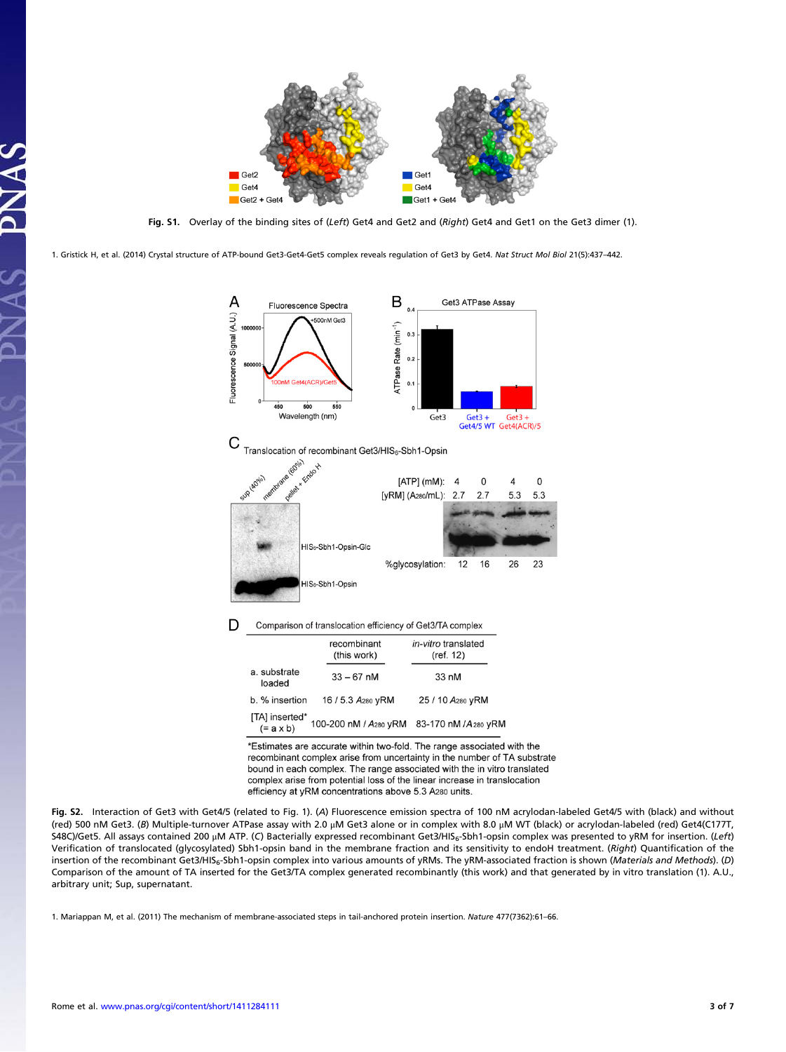**Fig. S1.** Overlay of the binding sites of (*Left*) Get4 and Get2 and (*Right*) Get4 and Get1 on the Get3 dimer (1).

1. Gristick H, et al. (2014) Crystal structure of ATP-bound Get3-Get4-Get5 complex reveals regulation of Get3 by Get4. *Nat Struct Mol Biol* 21(5):437–442.

D Comparison of translocation efficiency of Get3/TA complex

| | recombinant (this work) | *in-vitro* translated (ref. 12) |
|---|---|---|
| a. substrate loaded | 33 – 67 nM | 33 nM |
| b. % insertion | 16 / 5.3 $A_{280}$ yRM | 25 / 10 $A_{280}$ yRM |
| [TA] inserted* (= a x b) | 100-200 nM / $A_{280}$ yRM | 83-170 nM / $A_{280}$ yRM |

*Estimates are accurate within two-fold. The range associated with the recombinant complex arise from uncertainty in the number of TA substrate bound in each complex. The range associated with the in vitro translated complex arise from potential loss of the linear increase in translocation efficiency at yRM concentrations above 5.3 $A_{280}$ units.

**Fig. S2.** Interaction of Get3 with Get4/5 (related to Fig. 1). (*A*) Fluorescence emission spectra of 100 nM acrylodan-labeled Get4/5 with (black) and without (red) 500 nM Get3. (*B*) Multiple-turnover ATPase assay with 2.0 μM Get3 alone or in complex with 8.0 μM WT (black) or acrylodan-labeled (red) Get4(C177T, S48C)/Get5. All assays contained 200 μM ATP. (*C*) Bacterially expressed recombinant Get3/HIS$_6$-Sbh1-opsin complex was presented to yRM for insertion. (*Left*) Verification of translocated (glycosylated) Sbh1-opsin band in the membrane fraction and its sensitivity to endoH treatment. (*Right*) Quantification of the insertion of the recombinant Get3/HIS$_6$-Sbh1-opsin complex into various amounts of yRMs. The yRM-associated fraction is shown (*Materials and Methods*). (*D*) Comparison of the amount of TA inserted for the Get3/TA complex generated recombinantly (this work) and that generated by in vitro translation (1). A.U., arbitrary unit; Sup, supernatant.

1. Mariappan M, et al. (2011) The mechanism of membrane-associated steps in tail-anchored protein insertion. *Nature* 477(7362):61–66.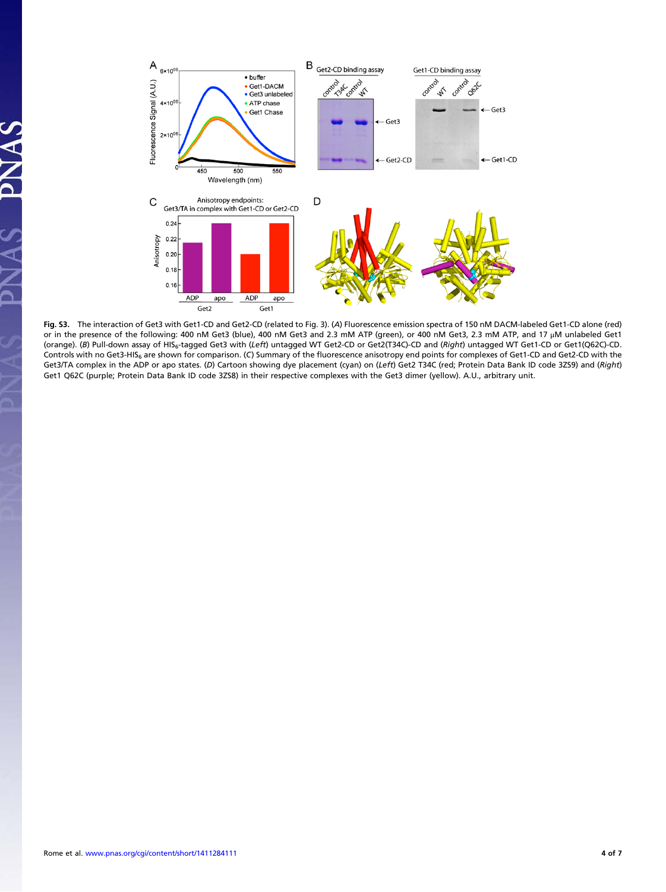**Fig. S3.** The interaction of Get3 with Get1-CD and Get2-CD (related to Fig. 3). (*A*) Fluorescence emission spectra of 150 nM DACM-labeled Get1-CD alone (red) or in the presence of the following: 400 nM Get3 (blue), 400 nM Get3 and 2.3 mM ATP (green), or 400 nM Get3, 2.3 mM ATP, and 17 μM unlabeled Get1 (orange). (*B*) Pull-down assay of $HIS_6$-tagged Get3 with (*Left*) untagged WT Get2-CD or Get2(T34C)-CD and (*Right*) untagged WT Get1-CD or Get1(Q62C)-CD. Controls with no Get3-$HIS_6$ are shown for comparison. (C) Summary of the fluorescence anisotropy end points for complexes of Get1-CD and Get2-CD with the Get3/TA complex in the ADP or apo states. (*D*) Cartoon showing dye placement (cyan) on (*Left*) Get2 T34C (red; Protein Data Bank ID code 3ZS9) and (*Right*) Get1 Q62C (purple; Protein Data Bank ID code 3ZS8) in their respective complexes with the Get3 dimer (yellow). A.U., arbitrary unit.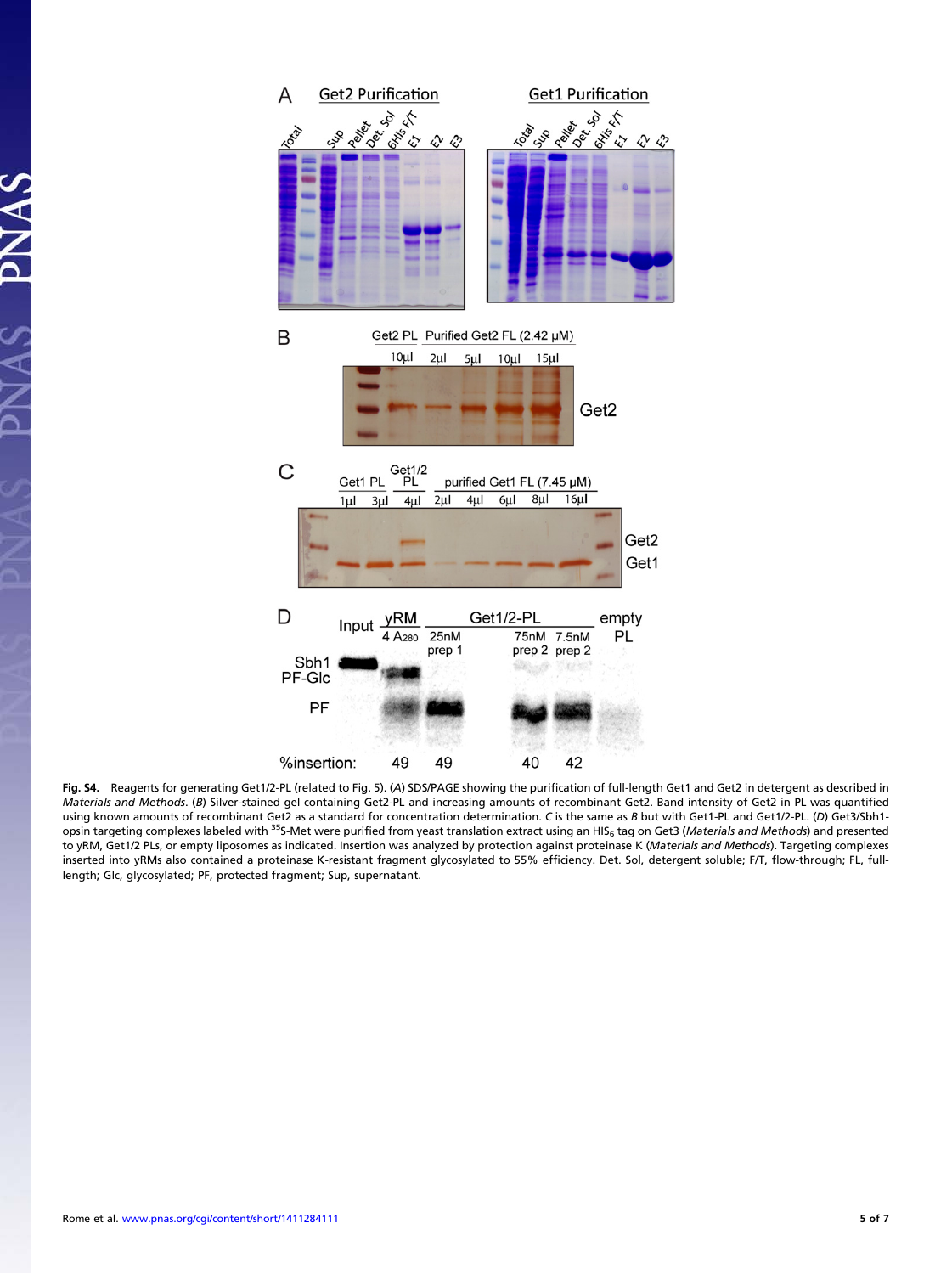**Fig. S4.** Reagents for generating Get1/2-PL (related to Fig. 5). (*A*) SDS/PAGE showing the purification of full-length Get1 and Get2 in detergent as described in *Materials and Methods*. (*B*) Silver-stained gel containing Get2-PL and increasing amounts of recombinant Get2. Band intensity of Get2 in PL was quantified using known amounts of recombinant Get2 as a standard for concentration determination. *C* is the same as *B* but with Get1-PL and Get1/2-PL. (*D*) Get3/Sbh1-opsin targeting complexes labeled with $^{35}$S-Met were purified from yeast translation extract using an $HIS_6$ tag on Get3 (*Materials and Methods*) and presented to yRM, Get1/2 PLs, or empty liposomes as indicated. Insertion was analyzed by protection against proteinase K (*Materials and Methods*). Targeting complexes inserted into yRMs also contained a proteinase K-resistant fragment glycosylated to 55% efficiency. Det. Sol, detergent soluble; F/T, flow-through; FL, full-length; Glc, glycosylated; PF, protected fragment; Sup, supernatant.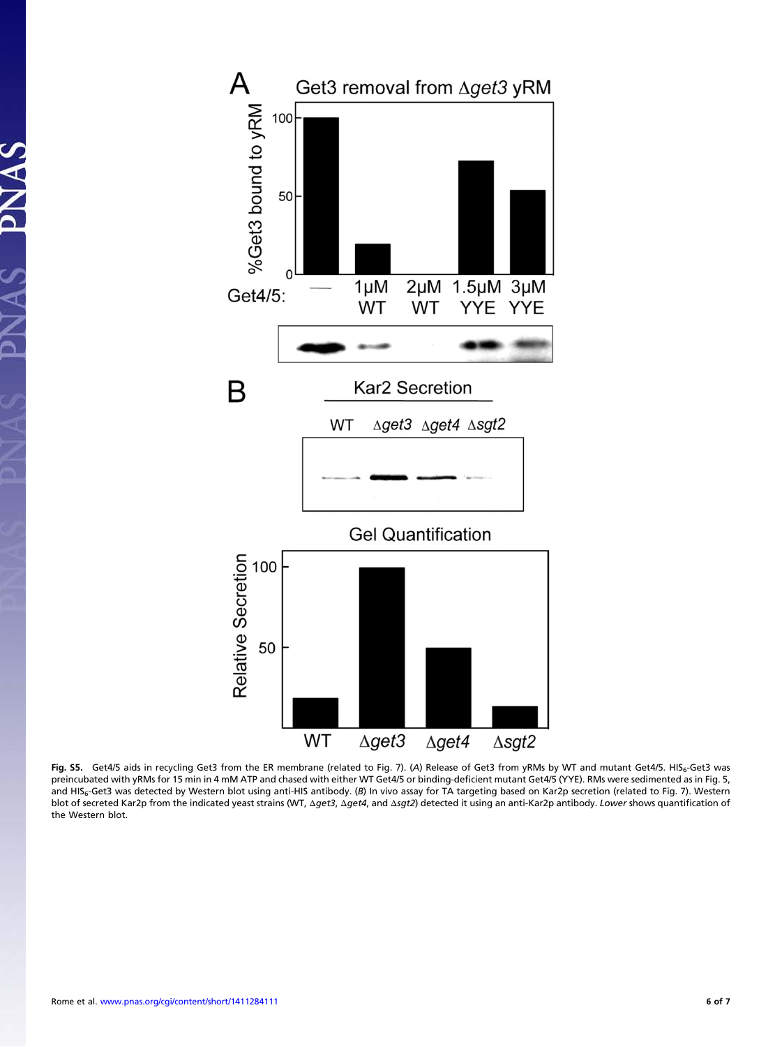**Fig. S5.** Get4/5 aids in recycling Get3 from the ER membrane (related to Fig. 7). (*A*) Release of Get3 from yRMs by WT and mutant Get4/5. $HIS_6$-Get3 was preincubated with yRMs for 15 min in 4 mM ATP and chased with either WT Get4/5 or binding-deficient mutant Get4/5 (YYE). RMs were sedimented as in Fig. 5, and $HIS_6$-Get3 was detected by Western blot using anti-HIS antibody. (*B*) In vivo assay for TA targeting based on Kar2p secretion (related to Fig. 7). Western blot of secreted Kar2p from the indicated yeast strains (WT, Δ*get3*, Δ*get4*, and Δ*sgt2*) detected it using an anti-Kar2p antibody. *Lower* shows quantification of the Western blot.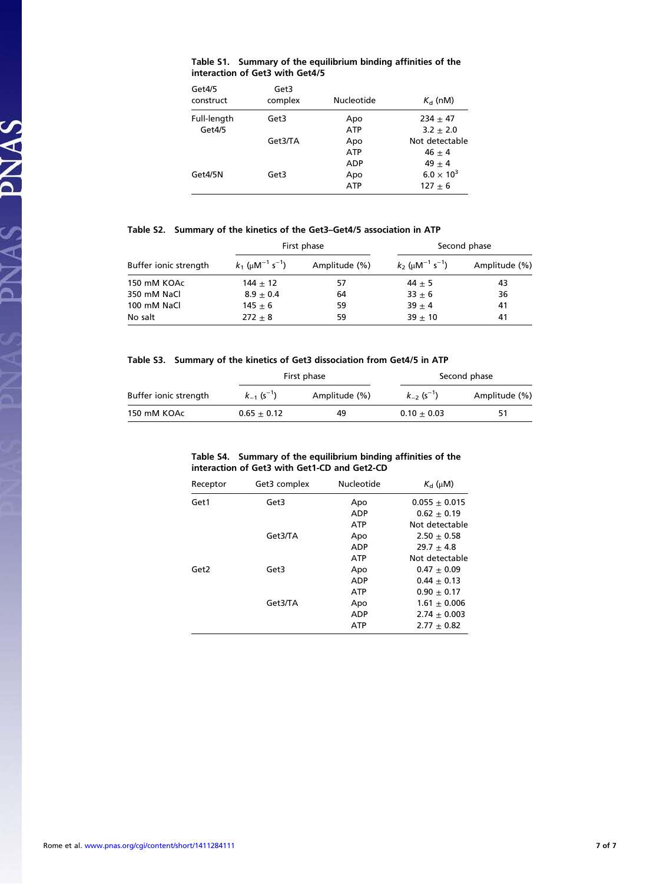**Table S1. Summary of the equilibrium binding affinities of the interaction of Get3 with Get4/5**

| Get4/5 construct | Get3 complex | Nucleotide | $K_d$ (nM) |
|---|---|---|---|
| Full-length Get4/5 | Get3 | Apo | 234 ± 47 |
| | | ATP | 3.2 ± 2.0 |
| | Get3/TA | Apo | Not detectable |
| | | ATP | 46 ± 4 |
| | | ADP | 49 ± 4 |
| Get4/5N | Get3 | Apo | $6.0 \times 10^3$ |
| | | ATP | 127 ± 6 |

**Table S2. Summary of the kinetics of the Get3–Get4/5 association in ATP**

| | First phase | | Second phase | |
|---|---|---|---|---|
| Buffer ionic strength | $k_1$ ($\mu M^{-1}$ $s^{-1}$) | Amplitude (%) | $k_2$ ($\mu M^{-1}$ $s^{-1}$) | Amplitude (%) |
| 150 mM KOAc | 144 ± 12 | 57 | 44 ± 5 | 43 |
| 350 mM NaCl | 8.9 ± 0.4 | 64 | 33 ± 6 | 36 |
| 100 mM NaCl | 145 ± 6 | 59 | 39 ± 4 | 41 |
| No salt | 272 ± 8 | 59 | 39 ± 10 | 41 |

**Table S3. Summary of the kinetics of Get3 dissociation from Get4/5 in ATP**

| | First phase | | Second phase | |
|---|---|---|---|---|
| Buffer ionic strength | $k_{-1}$ ($s^{-1}$) | Amplitude (%) | $k_{-2}$ ($s^{-1}$) | Amplitude (%) |
| 150 mM KOAc | 0.65 ± 0.12 | 49 | 0.10 ± 0.03 | 51 |

**Table S4. Summary of the equilibrium binding affinities of the interaction of Get3 with Get1-CD and Get2-CD**

| Receptor | Get3 complex | Nucleotide | $K_d$ ($\mu$M) |
|---|---|---|---|
| Get1 | Get3 | Apo | 0.055 ± 0.015 |
| | | ADP | 0.62 ± 0.19 |
| | | ATP | Not detectable |
| | Get3/TA | Apo | 2.50 ± 0.58 |
| | | ADP | 29.7 ± 4.8 |
| | | ATP | Not detectable |
| Get2 | Get3 | Apo | 0.47 ± 0.09 |
| | | ADP | 0.44 ± 0.13 |
| | | ATP | 0.90 ± 0.17 |
| | Get3/TA | Apo | 1.61 ± 0.006 |
| | | ADP | 2.74 ± 0.003 |
| | | ATP | 2.77 ± 0.82 |